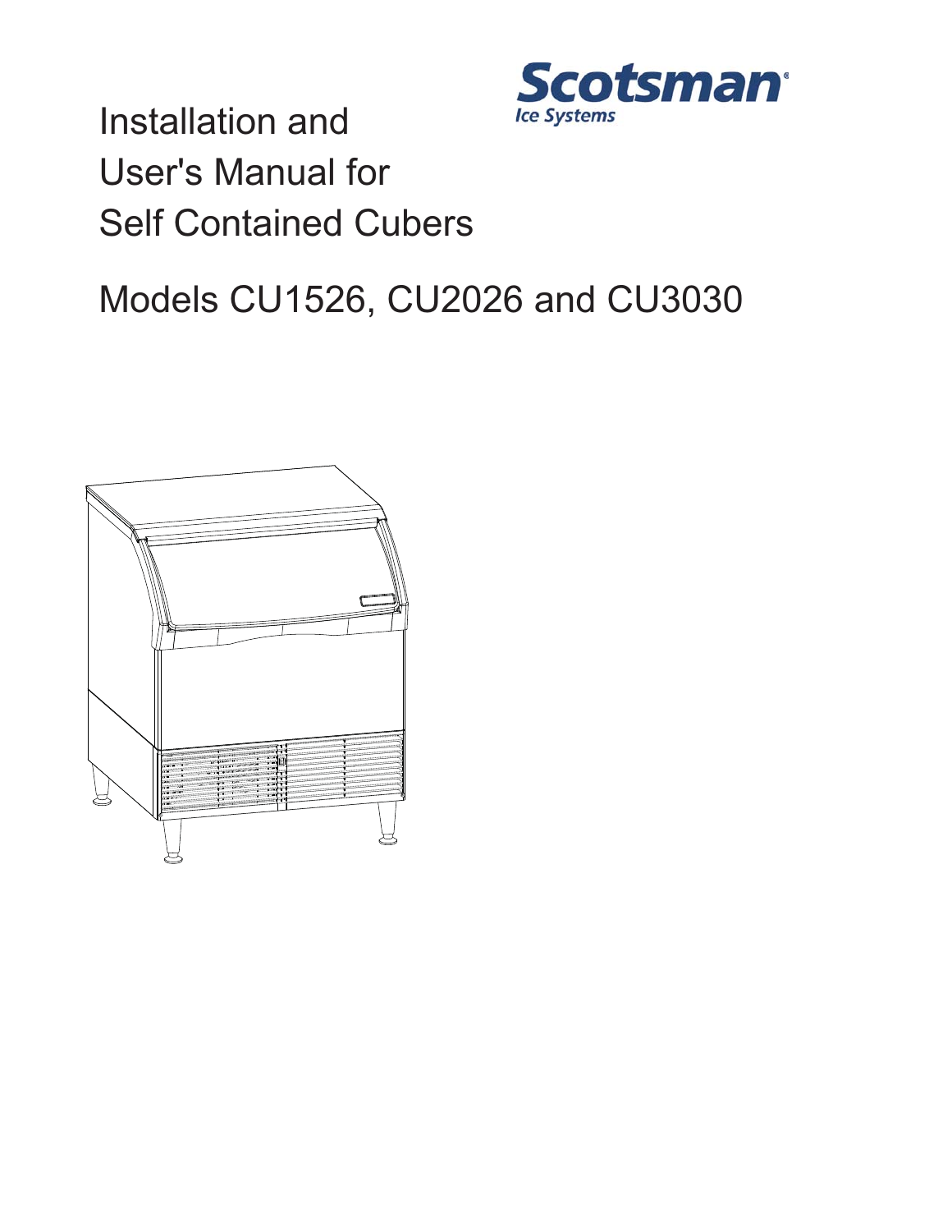Scotsman
Ice Systems

# Installation and User's Manual for Self Contained Cubers

## Models CU1526, CU2026 and CU3030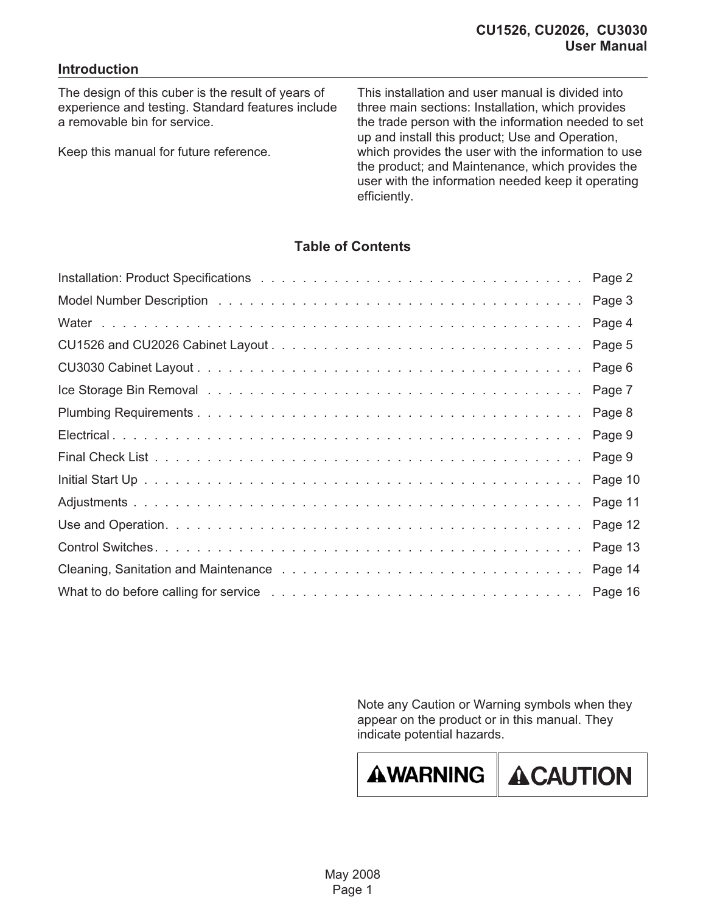## Introduction

The design of this cuber is the result of years of experience and testing. Standard features include a removable bin for service.

Keep this manual for future reference.

This installation and user manual is divided into three main sections: Installation, which provides the trade person with the information needed to set up and install this product; Use and Operation, which provides the user with the information to use the product; and Maintenance, which provides the user with the information needed keep it operating efficiently.

### Table of Contents

| Section | Page |
|---|---|
| Installation: Product Specifications | Page 2 |
| Model Number Description | Page 3 |
| Water | Page 4 |
| CU1526 and CU2026 Cabinet Layout | Page 5 |
| CU3030 Cabinet Layout | Page 6 |
| Ice Storage Bin Removal | Page 7 |
| Plumbing Requirements | Page 8 |
| Electrical | Page 9 |
| Final Check List | Page 9 |
| Initial Start Up | Page 10 |
| Adjustments | Page 11 |
| Use and Operation | Page 12 |
| Control Switches | Page 13 |
| Cleaning, Sanitation and Maintenance | Page 14 |
| What to do before calling for service | Page 16 |

Note any Caution or Warning symbols when they appear on the product or in this manual. They indicate potential hazards.

| ⚠WARNING | ⚠CAUTION |
|---|---|

May 2008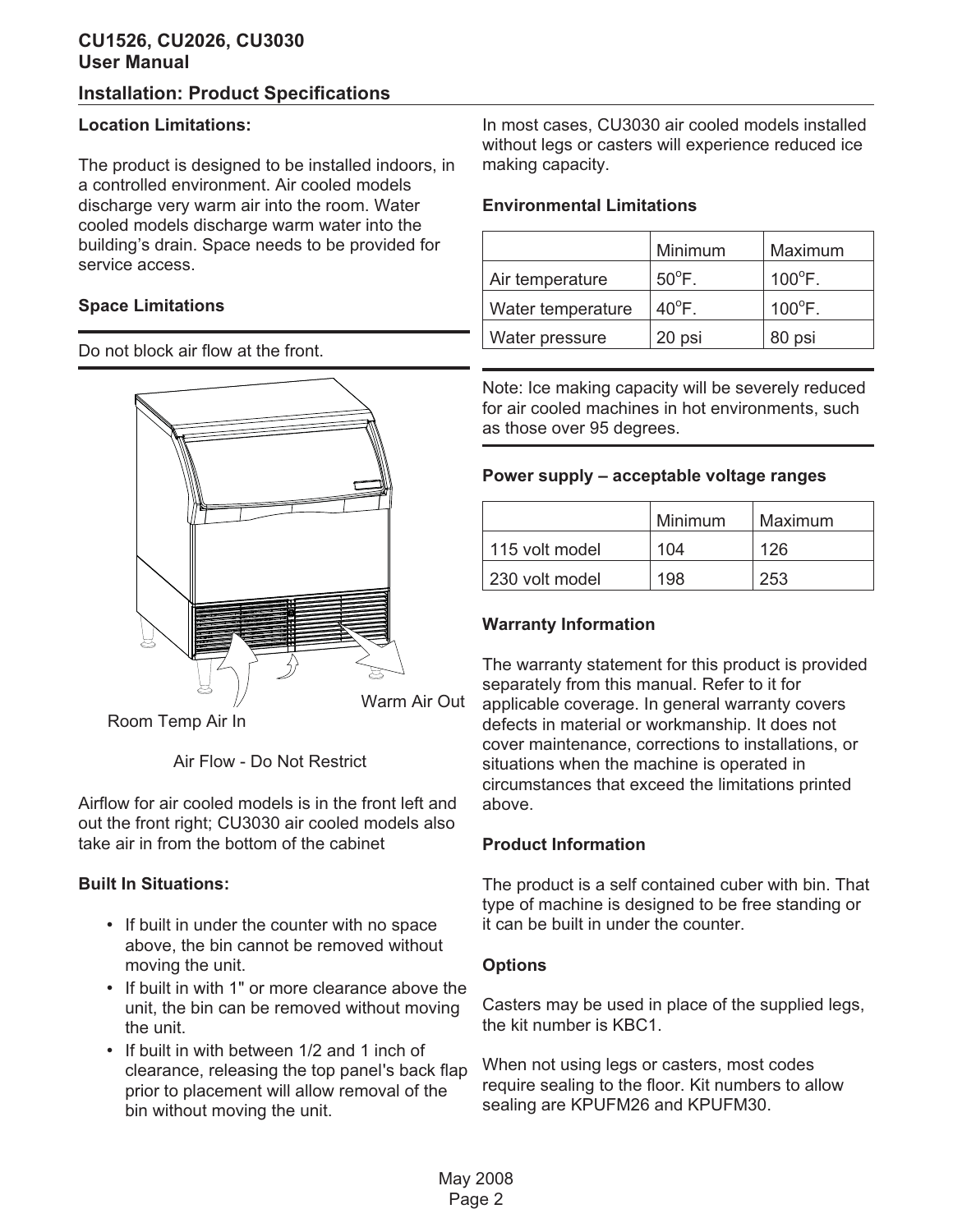## Installation: Product Specifications

**Location Limitations:**

The product is designed to be installed indoors, in a controlled environment. Air cooled models discharge very warm air into the room. Water cooled models discharge warm water into the building's drain. Space needs to be provided for service access.

**Space Limitations**

Do not block air flow at the front.

Room Temp Air In

Warm Air Out

Air Flow - Do Not Restrict

Airflow for air cooled models is in the front left and out the front right; CU3030 air cooled models also take air in from the bottom of the cabinet

**Built In Situations:**

- If built in under the counter with no space above, the bin cannot be removed without moving the unit.
- If built in with 1" or more clearance above the unit, the bin can be removed without moving the unit.
- If built in with between 1/2 and 1 inch of clearance, releasing the top panel's back flap prior to placement will allow removal of the bin without moving the unit.

In most cases, CU3030 air cooled models installed without legs or casters will experience reduced ice making capacity.

**Environmental Limitations**

| | Minimum | Maximum |
|---|---|---|
| Air temperature | 50°F. | 100°F. |
| Water temperature | 40°F. | 100°F. |
| Water pressure | 20 psi | 80 psi |

Note: Ice making capacity will be severely reduced for air cooled machines in hot environments, such as those over 95 degrees.

**Power supply – acceptable voltage ranges**

| | Minimum | Maximum |
|---|---|---|
| 115 volt model | 104 | 126 |
| 230 volt model | 198 | 253 |

**Warranty Information**

The warranty statement for this product is provided separately from this manual. Refer to it for applicable coverage. In general warranty covers defects in material or workmanship. It does not cover maintenance, corrections to installations, or situations when the machine is operated in circumstances that exceed the limitations printed above.

**Product Information**

The product is a self contained cuber with bin. That type of machine is designed to be free standing or it can be built in under the counter.

**Options**

Casters may be used in place of the supplied legs, the kit number is KBC1.

When not using legs or casters, most codes require sealing to the floor. Kit numbers to allow sealing are KPUFM26 and KPUFM30.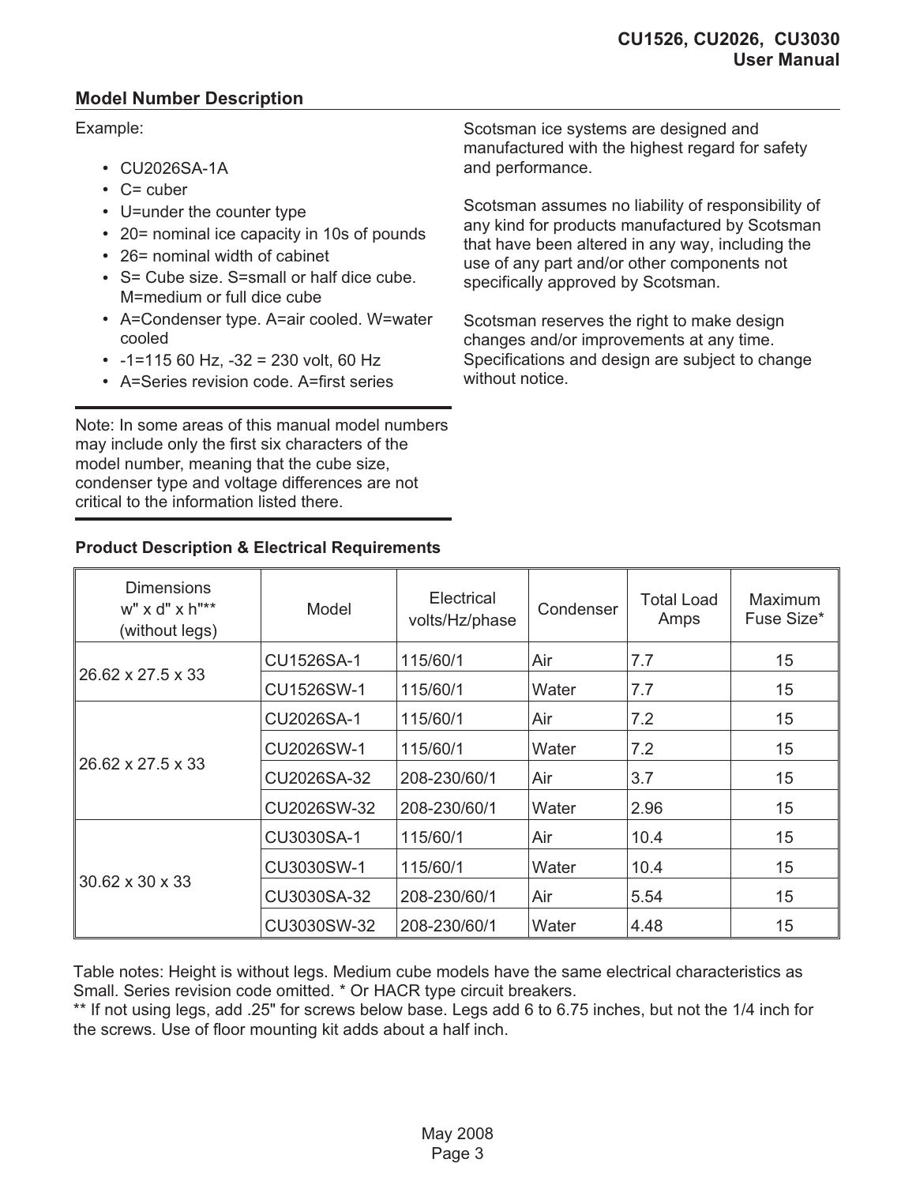## Model Number Description

Example:

- CU2026SA-1A
- C= cuber
- U=under the counter type
- 20= nominal ice capacity in 10s of pounds
- 26= nominal width of cabinet
- S= Cube size. S=small or half dice cube. M=medium or full dice cube
- A=Condenser type. A=air cooled. W=water cooled
- -1=115 60 Hz, -32 = 230 volt, 60 Hz
- A=Series revision code. A=first series

Note: In some areas of this manual model numbers may include only the first six characters of the model number, meaning that the cube size, condenser type and voltage differences are not critical to the information listed there.

Scotsman ice systems are designed and manufactured with the highest regard for safety and performance.

Scotsman assumes no liability of responsibility of any kind for products manufactured by Scotsman that have been altered in any way, including the use of any part and/or other components not specifically approved by Scotsman.

Scotsman reserves the right to make design changes and/or improvements at any time. Specifications and design are subject to change without notice.

### Product Description & Electrical Requirements

| Dimensions w" x d" x h"** (without legs) | Model | Electrical volts/Hz/phase | Condenser | Total Load Amps | Maximum Fuse Size* |
|---|---|---|---|---|---|
| 26.62 x 27.5 x 33 | CU1526SA-1 | 115/60/1 | Air | 7.7 | 15 |
| | CU1526SW-1 | 115/60/1 | Water | 7.7 | 15 |
| 26.62 x 27.5 x 33 | CU2026SA-1 | 115/60/1 | Air | 7.2 | 15 |
| | CU2026SW-1 | 115/60/1 | Water | 7.2 | 15 |
| | CU2026SA-32 | 208-230/60/1 | Air | 3.7 | 15 |
| | CU2026SW-32 | 208-230/60/1 | Water | 2.96 | 15 |
| 30.62 x 30 x 33 | CU3030SA-1 | 115/60/1 | Air | 10.4 | 15 |
| | CU3030SW-1 | 115/60/1 | Water | 10.4 | 15 |
| | CU3030SA-32 | 208-230/60/1 | Air | 5.54 | 15 |
| | CU3030SW-32 | 208-230/60/1 | Water | 4.48 | 15 |

Table notes: Height is without legs. Medium cube models have the same electrical characteristics as Small. Series revision code omitted. * Or HACR type circuit breakers.
** If not using legs, add .25" for screws below base. Legs add 6 to 6.75 inches, but not the 1/4 inch for the screws. Use of floor mounting kit adds about a half inch.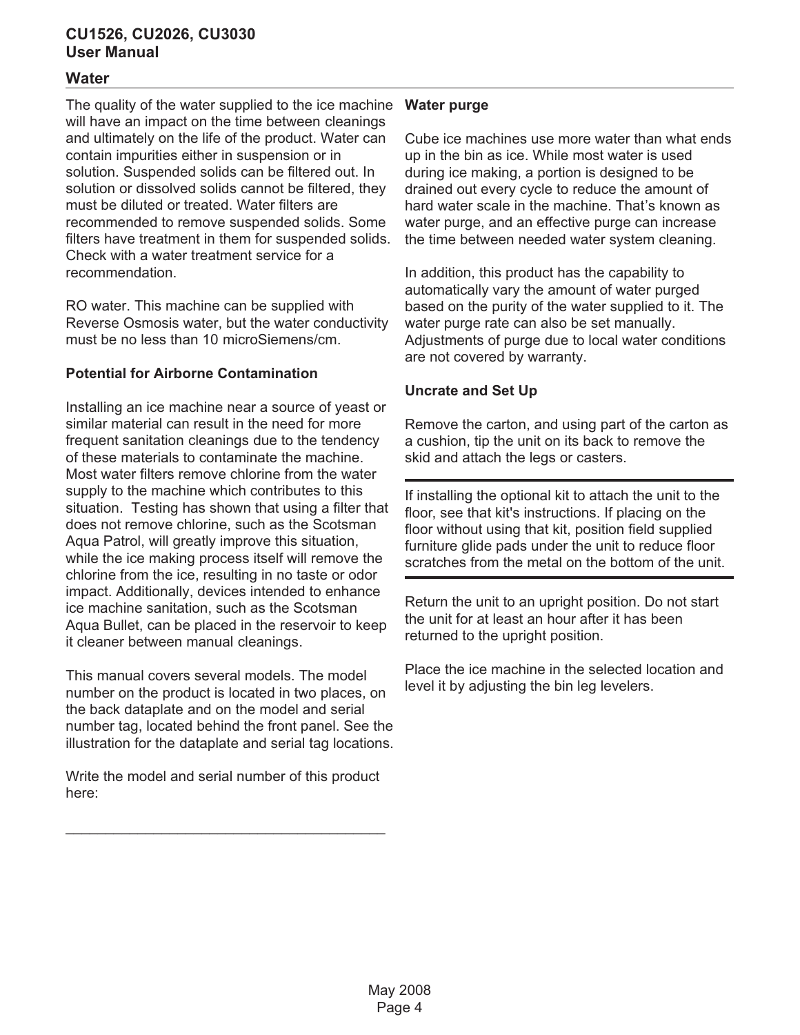## Water

The quality of the water supplied to the ice machine will have an impact on the time between cleanings and ultimately on the life of the product. Water can contain impurities either in suspension or in solution. Suspended solids can be filtered out. In solution or dissolved solids cannot be filtered, they must be diluted or treated. Water filters are recommended to remove suspended solids. Some filters have treatment in them for suspended solids. Check with a water treatment service for a recommendation.

RO water. This machine can be supplied with Reverse Osmosis water, but the water conductivity must be no less than 10 microSiemens/cm.

### Potential for Airborne Contamination

Installing an ice machine near a source of yeast or similar material can result in the need for more frequent sanitation cleanings due to the tendency of these materials to contaminate the machine. Most water filters remove chlorine from the water supply to the machine which contributes to this situation. Testing has shown that using a filter that does not remove chlorine, such as the Scotsman Aqua Patrol, will greatly improve this situation, while the ice making process itself will remove the chlorine from the ice, resulting in no taste or odor impact. Additionally, devices intended to enhance ice machine sanitation, such as the Scotsman Aqua Bullet, can be placed in the reservoir to keep it cleaner between manual cleanings.

This manual covers several models. The model number on the product is located in two places, on the back dataplate and on the model and serial number tag, located behind the front panel. See the illustration for the dataplate and serial tag locations.

Write the model and serial number of this product here:

________________________________________

### Water purge

Cube ice machines use more water than what ends up in the bin as ice. While most water is used during ice making, a portion is designed to be drained out every cycle to reduce the amount of hard water scale in the machine. That's known as water purge, and an effective purge can increase the time between needed water system cleaning.

In addition, this product has the capability to automatically vary the amount of water purged based on the purity of the water supplied to it. The water purge rate can also be set manually. Adjustments of purge due to local water conditions are not covered by warranty.

### Uncrate and Set Up

Remove the carton, and using part of the carton as a cushion, tip the unit on its back to remove the skid and attach the legs or casters.

---

If installing the optional kit to attach the unit to the floor, see that kit's instructions. If placing on the floor without using that kit, position field supplied furniture glide pads under the unit to reduce floor scratches from the metal on the bottom of the unit.

---

Return the unit to an upright position. Do not start the unit for at least an hour after it has been returned to the upright position.

Place the ice machine in the selected location and level it by adjusting the bin leg levelers.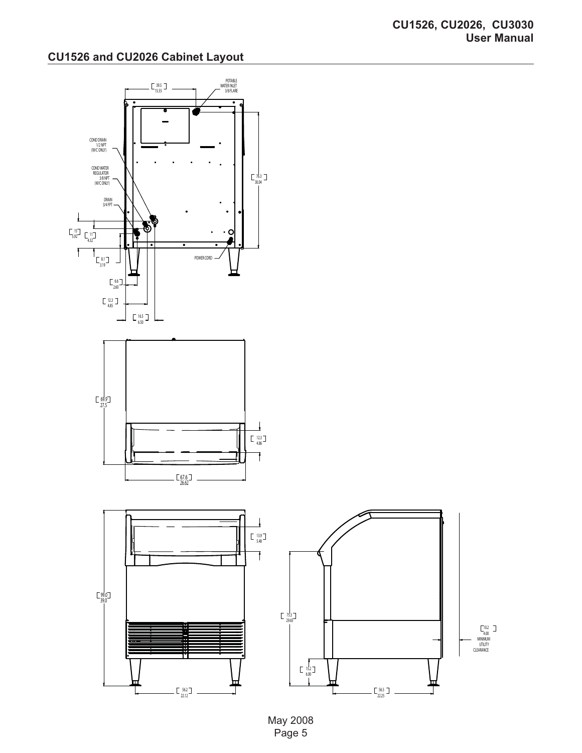## CU1526 and CU2026 Cabinet Layout

39.5
15.55

POTABLE WATER INLET 3/8 FLARE

COND DRAIN 1/2 NPT (W/C ONLY)

COND WATER REGULATOR 3/8 NPT (W/C ONLY)

DRAIN 3/4 FPT

76.3
30.04

15
5.92

11
4.32

8.1
3.19

POWER CORD

6.6
2.60

12.3
4.85

16.5
6.50

69.9
27.5

12.3
4.86

67.6
26.62

13.9
5.48

99.0
39.0

75.3
29.65

10.2
4.00
MINIMUM UTILITY CLEARANCE

15.2
6.00

56.2
22.12

56.5
22.25

May 2008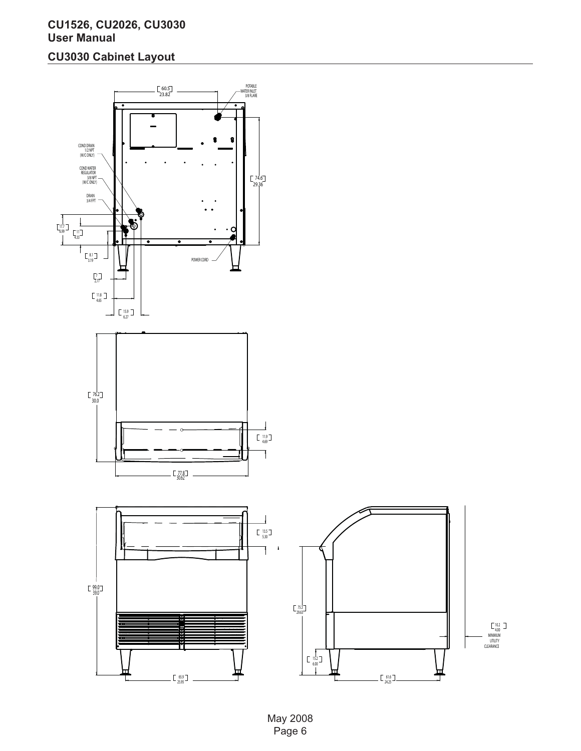## CU3030 Cabinet Layout

60.5
23.82

POTABLE WATER INLET 3/8 FLARE

COND DRAIN 1/2 NPT (W/C ONLY)

COND WATER REGULATOR 3/8 NPT (W/C ONLY)

DRAIN 3/4 FPT

74.6
29.36

17.7
6.99

11
4.33

8.1
3.19

POWER CORD

7
2.77

11.8
4.65

15.9
6.27

76.2
30.0

11.9
4.69

77.8
30.62

99.0
39.0

13.5
5.30

75.3
29.63

15.2
6.00

10.2
4.00
MINIMUM UTILITY CLEARANCE

65.9
25.95

61.6
24.25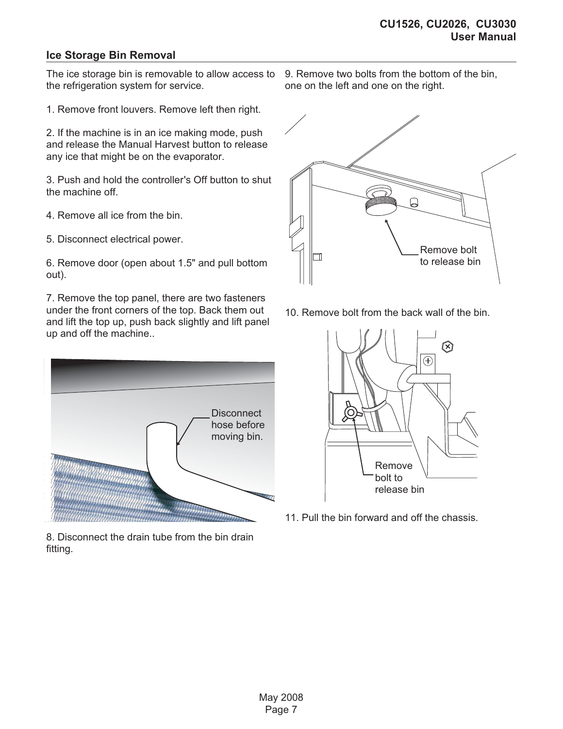## Ice Storage Bin Removal

The ice storage bin is removable to allow access to the refrigeration system for service.

1. Remove front louvers. Remove left then right.

2. If the machine is in an ice making mode, push and release the Manual Harvest button to release any ice that might be on the evaporator.

3. Push and hold the controller's Off button to shut the machine off.

4. Remove all ice from the bin.

5. Disconnect electrical power.

6. Remove door (open about 1.5" and pull bottom out).

7. Remove the top panel, there are two fasteners under the front corners of the top. Back them out and lift the top up, push back slightly and lift panel up and off the machine..

Disconnect hose before moving bin.

8. Disconnect the drain tube from the bin drain fitting.

9. Remove two bolts from the bottom of the bin, one on the left and one on the right.

Remove bolt to release bin

10. Remove bolt from the back wall of the bin.

Remove bolt to release bin

11. Pull the bin forward and off the chassis.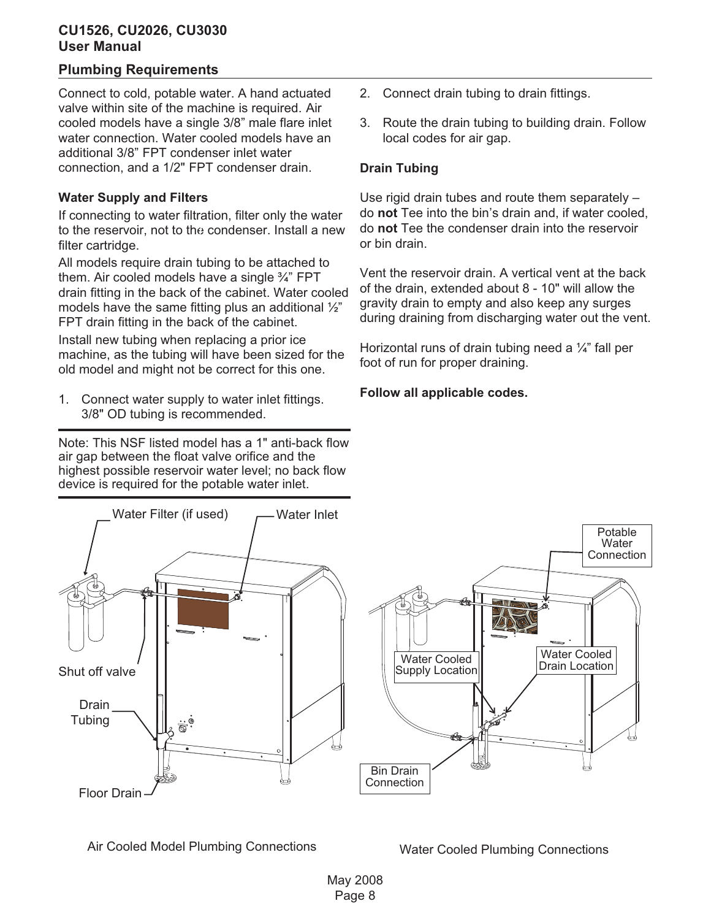## Plumbing Requirements

Connect to cold, potable water. A hand actuated valve within site of the machine is required. Air cooled models have a single 3/8” male flare inlet water connection. Water cooled models have an additional 3/8” FPT condenser inlet water connection, and a 1/2" FPT condenser drain.

### Water Supply and Filters

If connecting to water filtration, filter only the water to the reservoir, not to the condenser. Install a new filter cartridge.

All models require drain tubing to be attached to them. Air cooled models have a single ¾” FPT drain fitting in the back of the cabinet. Water cooled models have the same fitting plus an additional ½” FPT drain fitting in the back of the cabinet.

Install new tubing when replacing a prior ice machine, as the tubing will have been sized for the old model and might not be correct for this one.

1. Connect water supply to water inlet fittings. 3/8" OD tubing is recommended.

Note: This NSF listed model has a 1" anti-back flow air gap between the float valve orifice and the highest possible reservoir water level; no back flow device is required for the potable water inlet.

2. Connect drain tubing to drain fittings.
3. Route the drain tubing to building drain. Follow local codes for air gap.

### Drain Tubing

Use rigid drain tubes and route them separately – do **not** Tee into the bin’s drain and, if water cooled, do **not** Tee the condenser drain into the reservoir or bin drain.

Vent the reservoir drain. A vertical vent at the back of the drain, extended about 8 - 10" will allow the gravity drain to empty and also keep any surges during draining from discharging water out the vent.

Horizontal runs of drain tubing need a ¼” fall per foot of run for proper draining.

**Follow all applicable codes.**

Water Filter (if used) | Water Inlet | Shut off valve | Drain Tubing | Floor Drain

Air Cooled Model Plumbing Connections

Potable Water Connection | Water Cooled Supply Location | Water Cooled Drain Location | Bin Drain Connection

Water Cooled Plumbing Connections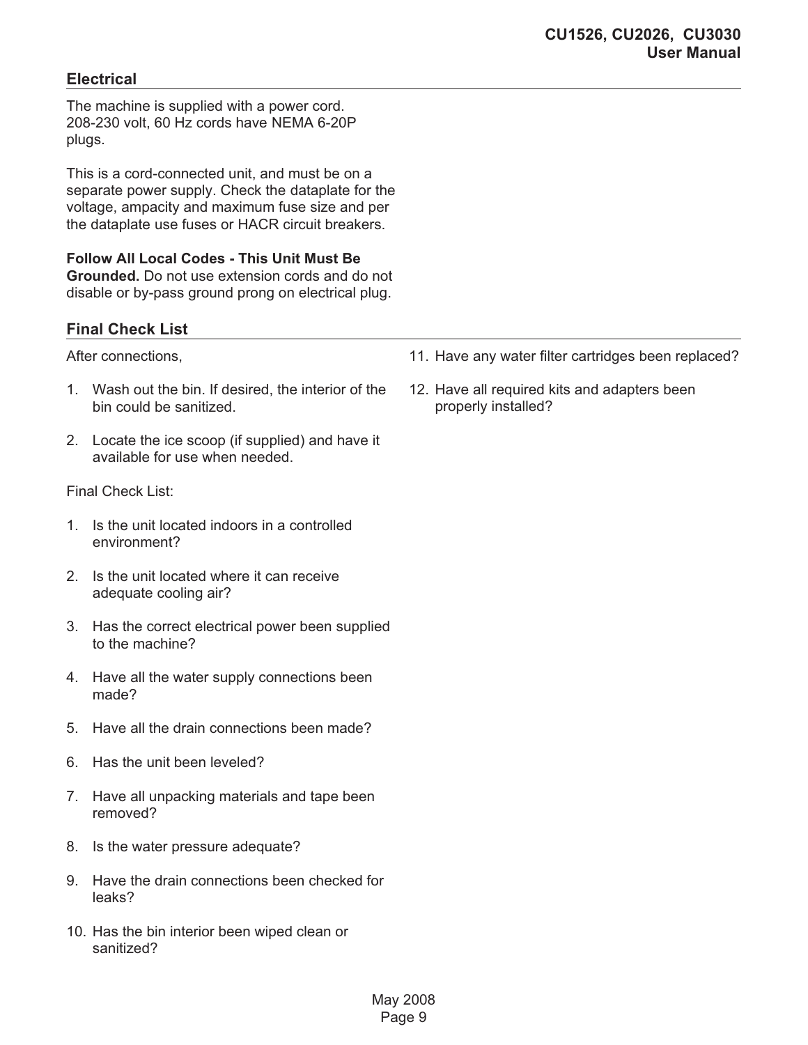## Electrical

The machine is supplied with a power cord. 208-230 volt, 60 Hz cords have NEMA 6-20P plugs.

This is a cord-connected unit, and must be on a separate power supply. Check the dataplate for the voltage, ampacity and maximum fuse size and per the dataplate use fuses or HACR circuit breakers.

**Follow All Local Codes - This Unit Must Be Grounded.** Do not use extension cords and do not disable or by-pass ground prong on electrical plug.

## Final Check List

After connections,

1. Wash out the bin. If desired, the interior of the bin could be sanitized.
2. Locate the ice scoop (if supplied) and have it available for use when needed.

Final Check List:

1. Is the unit located indoors in a controlled environment?
2. Is the unit located where it can receive adequate cooling air?
3. Has the correct electrical power been supplied to the machine?
4. Have all the water supply connections been made?
5. Have all the drain connections been made?
6. Has the unit been leveled?
7. Have all unpacking materials and tape been removed?
8. Is the water pressure adequate?
9. Have the drain connections been checked for leaks?
10. Has the bin interior been wiped clean or sanitized?
11. Have any water filter cartridges been replaced?
12. Have all required kits and adapters been properly installed?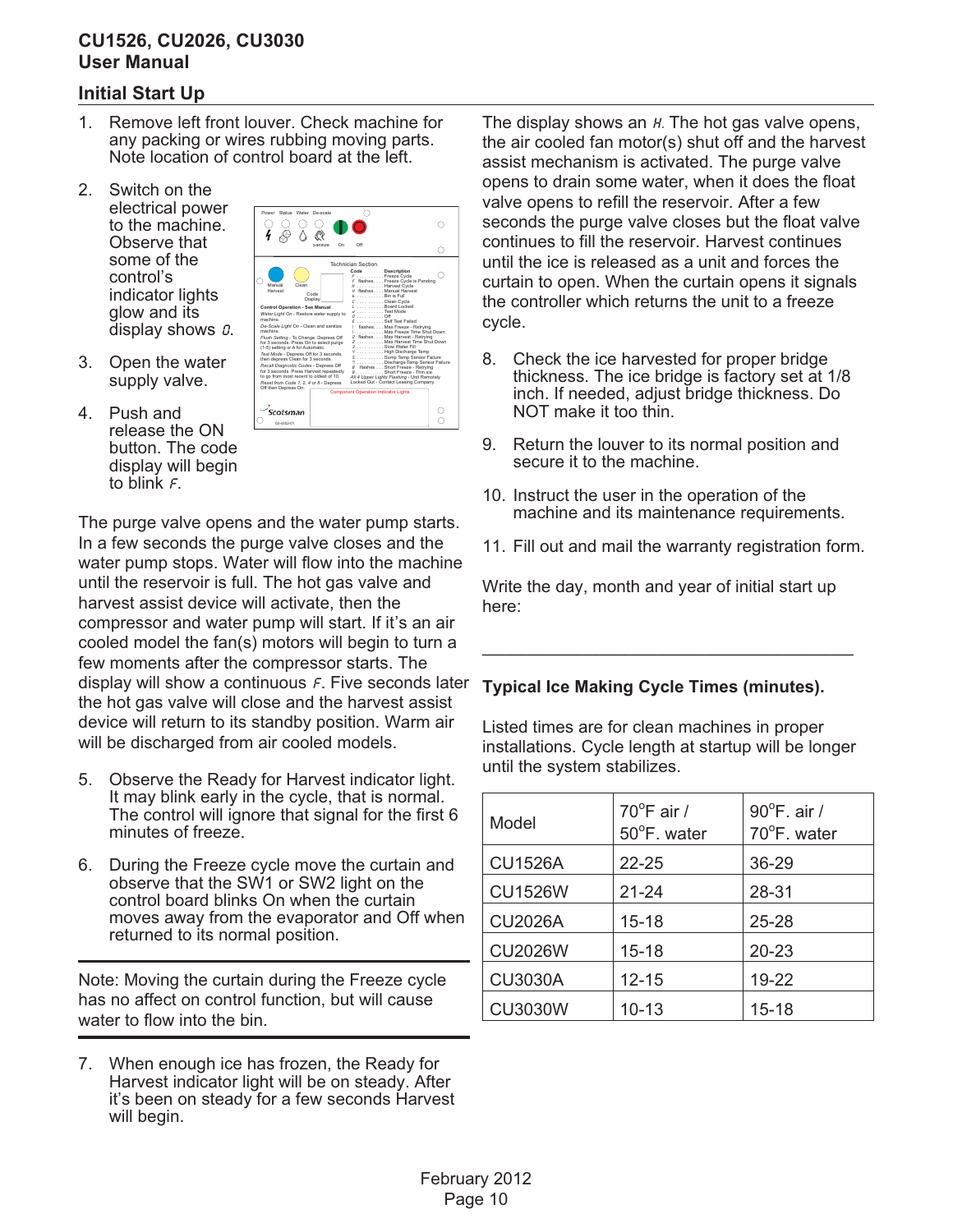## Initial Start Up

1. Remove left front louver. Check machine for any packing or wires rubbing moving parts. Note location of control board at the left.
2. Switch on the electrical power to the machine. Observe that some of the control's indicator lights glow and its display shows *0*.
3. Open the water supply valve.
4. Push and release the ON button. The code display will begin to blink *F*.

The purge valve opens and the water pump starts. In a few seconds the purge valve closes and the water pump stops. Water will flow into the machine until the reservoir is full. The hot gas valve and harvest assist device will activate, then the compressor and water pump will start. If it's an air cooled model the fan(s) motors will begin to turn a few moments after the compressor starts. The display will show a continuous *F*. Five seconds later the hot gas valve will close and the harvest assist device will return to its standby position. Warm air will be discharged from air cooled models.

5. Observe the Ready for Harvest indicator light. It may blink early in the cycle, that is normal. The control will ignore that signal for the first 6 minutes of freeze.
6. During the Freeze cycle move the curtain and observe that the SW1 or SW2 light on the control board blinks On when the curtain moves away from the evaporator and Off when returned to its normal position.

---

Note: Moving the curtain during the Freeze cycle has no affect on control function, but will cause water to flow into the bin.

---

7. When enough ice has frozen, the Ready for Harvest indicator light will be on steady. After it's been on steady for a few seconds Harvest will begin.

The display shows an *H*. The hot gas valve opens, the air cooled fan motor(s) shut off and the harvest assist mechanism is activated. The purge valve opens to drain some water, when it does the float valve opens to refill the reservoir. After a few seconds the purge valve closes but the float valve continues to fill the reservoir. Harvest continues until the ice is released as a unit and forces the curtain to open. When the curtain opens it signals the controller which returns the unit to a freeze cycle.

8. Check the ice harvested for proper bridge thickness. The ice bridge is factory set at 1/8 inch. If needed, adjust bridge thickness. Do NOT make it too thin.
9. Return the louver to its normal position and secure it to the machine.
10. Instruct the user in the operation of the machine and its maintenance requirements.
11. Fill out and mail the warranty registration form.

Write the day, month and year of initial start up here:

\_\_\_\_\_\_\_\_\_\_\_\_\_\_\_\_\_\_\_\_\_\_\_\_\_\_\_\_\_\_\_\_\_\_\_\_\_\_\_\_

**Typical Ice Making Cycle Times (minutes).**

Listed times are for clean machines in proper installations. Cycle length at startup will be longer until the system stabilizes.

| Model | $70^oF$ air / $50^oF$. water | $90^oF$. air / $70^oF$. water |
|---|---|---|
| CU1526A | 22-25 | 36-29 |
| CU1526W | 21-24 | 28-31 |
| CU2026A | 15-18 | 25-28 |
| CU2026W | 15-18 | 20-23 |
| CU3030A | 12-15 | 19-22 |
| CU3030W | 10-13 | 15-18 |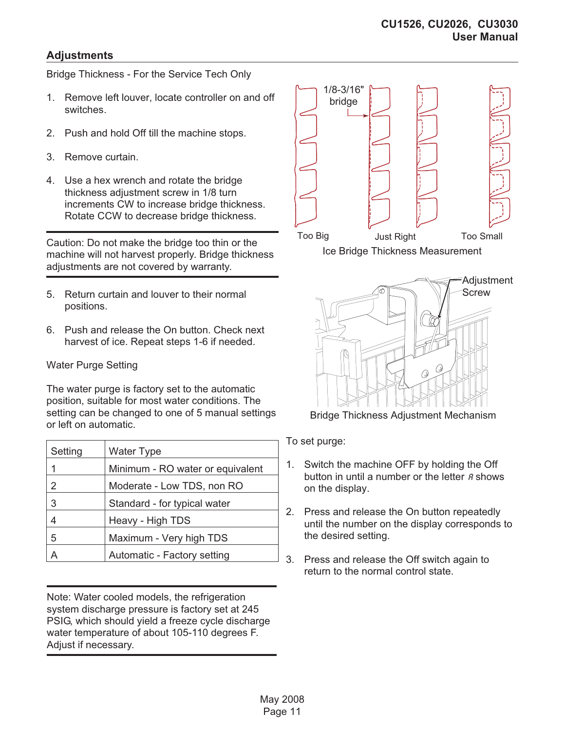## Adjustments

Bridge Thickness - For the Service Tech Only

1. Remove left louver, locate controller on and off switches.

2. Push and hold Off till the machine stops.

3. Remove curtain.

4. Use a hex wrench and rotate the bridge thickness adjustment screw in 1/8 turn increments CW to increase bridge thickness. Rotate CCW to decrease bridge thickness.

---

Caution: Do not make the bridge too thin or the machine will not harvest properly. Bridge thickness adjustments are not covered by warranty.

---

5. Return curtain and louver to their normal positions.

6. Push and release the On button. Check next harvest of ice. Repeat steps 1-6 if needed.

1/8-3/16" bridge

Too Big Just Right Too Small

Ice Bridge Thickness Measurement

Adjustment Screw

Bridge Thickness Adjustment Mechanism

Water Purge Setting

The water purge is factory set to the automatic position, suitable for most water conditions. The setting can be changed to one of 5 manual settings or left on automatic.

| Setting | Water Type |
|---|---|
| 1 | Minimum - RO water or equivalent |
| 2 | Moderate - Low TDS, non RO |
| 3 | Standard - for typical water |
| 4 | Heavy - High TDS |
| 5 | Maximum - Very high TDS |
| A | Automatic - Factory setting |

---

Note: Water cooled models, the refrigeration system discharge pressure is factory set at 245 PSIG, which should yield a freeze cycle discharge water temperature of about 105-110 degrees F. Adjust if necessary.

---

To set purge:

1. Switch the machine OFF by holding the Off button in until a number or the letter A shows on the display.

2. Press and release the On button repeatedly until the number on the display corresponds to the desired setting.

3. Press and release the Off switch again to return to the normal control state.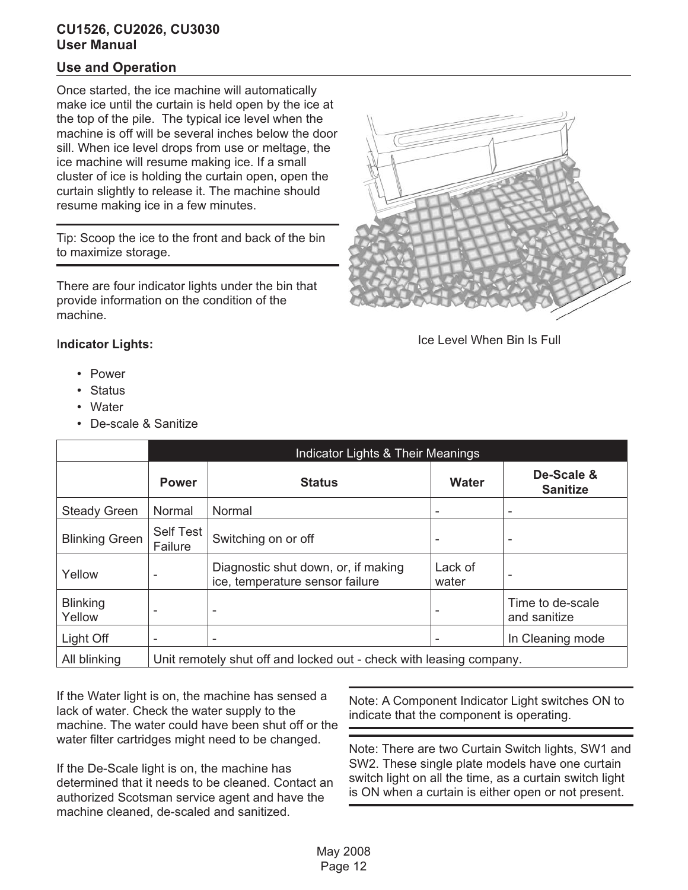## Use and Operation

Once started, the ice machine will automatically make ice until the curtain is held open by the ice at the top of the pile. The typical ice level when the machine is off will be several inches below the door sill. When ice level drops from use or meltage, the ice machine will resume making ice. If a small cluster of ice is holding the curtain open, open the curtain slightly to release it. The machine should resume making ice in a few minutes.

Tip: Scoop the ice to the front and back of the bin to maximize storage.

There are four indicator lights under the bin that provide information on the condition of the machine.

Ice Level When Bin Is Full

**Indicator Lights:**

- Power
- Status
- Water
- De-scale & Sanitize

| | Indicator Lights & Their Meanings | | | |
|---|---|---|---|---|
| | **Power** | **Status** | **Water** | **De-Scale & Sanitize** |
| Steady Green | Normal | Normal | - | - |
| Blinking Green | Self Test Failure | Switching on or off | - | - |
| Yellow | - | Diagnostic shut down, or, if making ice, temperature sensor failure | Lack of water | - |
| Blinking Yellow | - | - | - | Time to de-scale and sanitize |
| Light Off | - | - | - | In Cleaning mode |
| All blinking | Unit remotely shut off and locked out - check with leasing company. | | | |

If the Water light is on, the machine has sensed a lack of water. Check the water supply to the machine. The water could have been shut off or the water filter cartridges might need to be changed.

If the De-Scale light is on, the machine has determined that it needs to be cleaned. Contact an authorized Scotsman service agent and have the machine cleaned, de-scaled and sanitized.

Note: A Component Indicator Light switches ON to indicate that the component is operating.

Note: There are two Curtain Switch lights, SW1 and SW2. These single plate models have one curtain switch light on all the time, as a curtain switch light is ON when a curtain is either open or not present.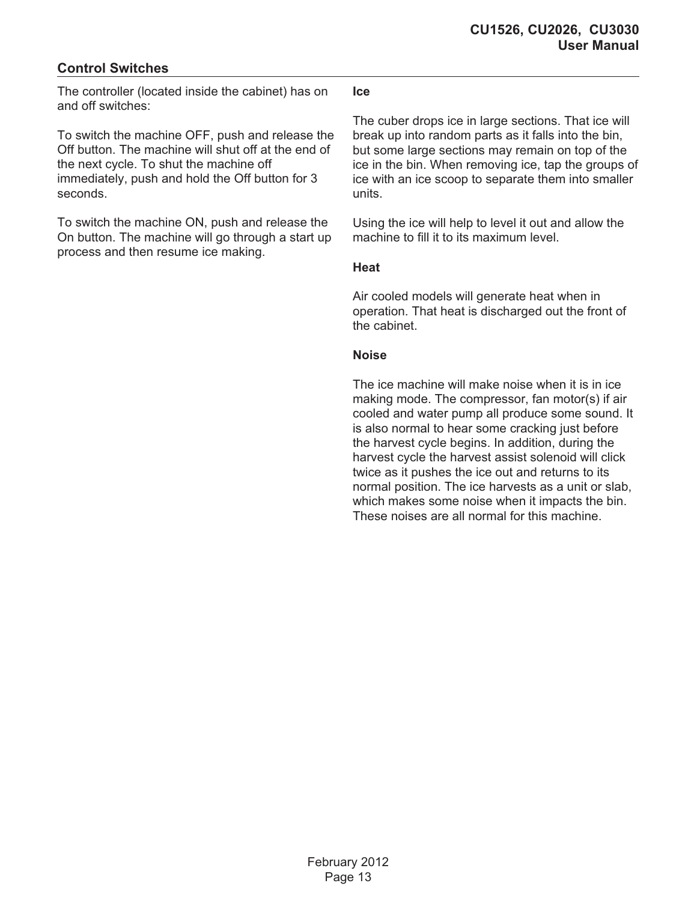## Control Switches

The controller (located inside the cabinet) has on and off switches:

To switch the machine OFF, push and release the Off button. The machine will shut off at the end of the next cycle. To shut the machine off immediately, push and hold the Off button for 3 seconds.

To switch the machine ON, push and release the On button. The machine will go through a start up process and then resume ice making.

### Ice

The cuber drops ice in large sections. That ice will break up into random parts as it falls into the bin, but some large sections may remain on top of the ice in the bin. When removing ice, tap the groups of ice with an ice scoop to separate them into smaller units.

Using the ice will help to level it out and allow the machine to fill it to its maximum level.

### Heat

Air cooled models will generate heat when in operation. That heat is discharged out the front of the cabinet.

### Noise

The ice machine will make noise when it is in ice making mode. The compressor, fan motor(s) if air cooled and water pump all produce some sound. It is also normal to hear some cracking just before the harvest cycle begins. In addition, during the harvest cycle the harvest assist solenoid will click twice as it pushes the ice out and returns to its normal position. The ice harvests as a unit or slab, which makes some noise when it impacts the bin. These noises are all normal for this machine.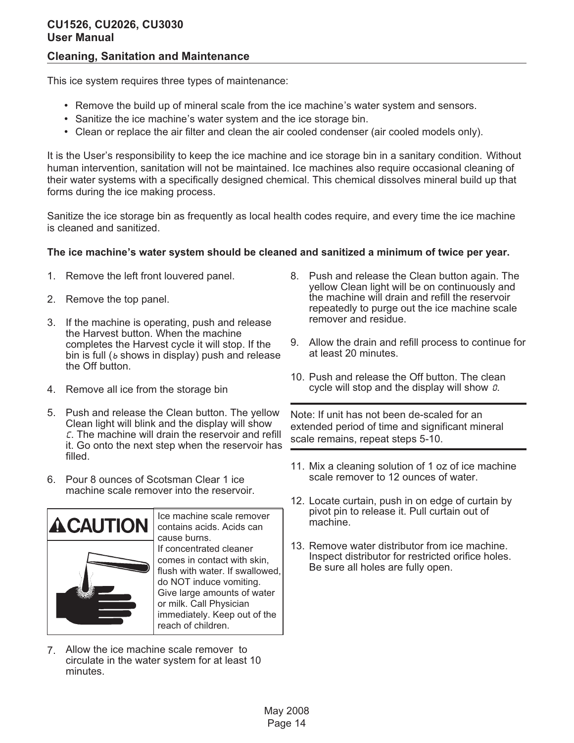## Cleaning, Sanitation and Maintenance

This ice system requires three types of maintenance:

- Remove the build up of mineral scale from the ice machine's water system and sensors.
- Sanitize the ice machine's water system and the ice storage bin.
- Clean or replace the air filter and clean the air cooled condenser (air cooled models only).

It is the User's responsibility to keep the ice machine and ice storage bin in a sanitary condition. Without human intervention, sanitation will not be maintained. Ice machines also require occasional cleaning of their water systems with a specifically designed chemical. This chemical dissolves mineral build up that forms during the ice making process.

Sanitize the ice storage bin as frequently as local health codes require, and every time the ice machine is cleaned and sanitized.

**The ice machine's water system should be cleaned and sanitized a minimum of twice per year.**

1. Remove the left front louvered panel.
2. Remove the top panel.
3. If the machine is operating, push and release the Harvest button. When the machine completes the Harvest cycle it will stop. If the bin is full (b shows in display) push and release the Off button.
4. Remove all ice from the storage bin
5. Push and release the Clean button. The yellow Clean light will blink and the display will show C. The machine will drain the reservoir and refill it. Go onto the next step when the reservoir has filled.
6. Pour 8 ounces of Scotsman Clear 1 ice machine scale remover into the reservoir.

**⚠CAUTION**

Ice machine scale remover contains acids. Acids can cause burns.
If concentrated cleaner comes in contact with skin, flush with water. If swallowed, do NOT induce vomiting. Give large amounts of water or milk. Call Physician immediately. Keep out of the reach of children.

7. Allow the ice machine scale remover to circulate in the water system for at least 10 minutes.
8. Push and release the Clean button again. The yellow Clean light will be on continuously and the machine will drain and refill the reservoir repeatedly to purge out the ice machine scale remover and residue.
9. Allow the drain and refill process to continue for at least 20 minutes.
10. Push and release the Off button. The clean cycle will stop and the display will show 0.

Note: If unit has not been de-scaled for an extended period of time and significant mineral scale remains, repeat steps 5-10.

11. Mix a cleaning solution of 1 oz of ice machine scale remover to 12 ounces of water.
12. Locate curtain, push in on edge of curtain by pivot pin to release it. Pull curtain out of machine.
13. Remove water distributor from ice machine. Inspect distributor for restricted orifice holes. Be sure all holes are fully open.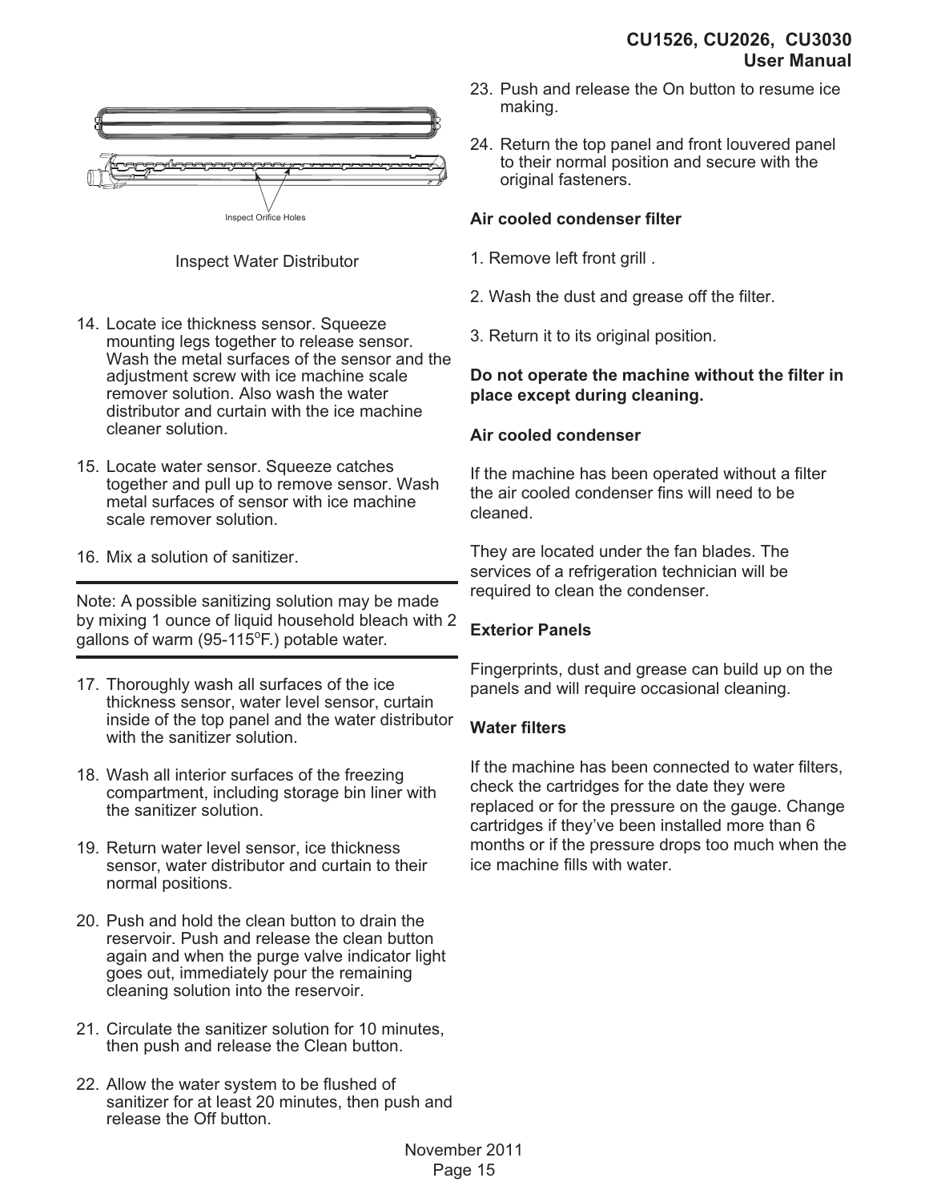Inspect Orifice Holes

Inspect Water Distributor

14. Locate ice thickness sensor. Squeeze mounting legs together to release sensor. Wash the metal surfaces of the sensor and the adjustment screw with ice machine scale remover solution. Also wash the water distributor and curtain with the ice machine cleaner solution.

15. Locate water sensor. Squeeze catches together and pull up to remove sensor. Wash metal surfaces of sensor with ice machine scale remover solution.

16. Mix a solution of sanitizer.

---

Note: A possible sanitizing solution may be made by mixing 1 ounce of liquid household bleach with 2 gallons of warm (95-115$^{o}$F.) potable water.

---

17. Thoroughly wash all surfaces of the ice thickness sensor, water level sensor, curtain inside of the top panel and the water distributor with the sanitizer solution.

18. Wash all interior surfaces of the freezing compartment, including storage bin liner with the sanitizer solution.

19. Return water level sensor, ice thickness sensor, water distributor and curtain to their normal positions.

20. Push and hold the clean button to drain the reservoir. Push and release the clean button again and when the purge valve indicator light goes out, immediately pour the remaining cleaning solution into the reservoir.

21. Circulate the sanitizer solution for 10 minutes, then push and release the Clean button.

22. Allow the water system to be flushed of sanitizer for at least 20 minutes, then push and release the Off button.

23. Push and release the On button to resume ice making.

24. Return the top panel and front louvered panel to their normal position and secure with the original fasteners.

**Air cooled condenser filter**

1. Remove left front grill .

2. Wash the dust and grease off the filter.

3. Return it to its original position.

**Do not operate the machine without the filter in place except during cleaning.**

**Air cooled condenser**

If the machine has been operated without a filter the air cooled condenser fins will need to be cleaned.

They are located under the fan blades. The services of a refrigeration technician will be required to clean the condenser.

**Exterior Panels**

Fingerprints, dust and grease can build up on the panels and will require occasional cleaning.

**Water filters**

If the machine has been connected to water filters, check the cartridges for the date they were replaced or for the pressure on the gauge. Change cartridges if they've been installed more than 6 months or if the pressure drops too much when the ice machine fills with water.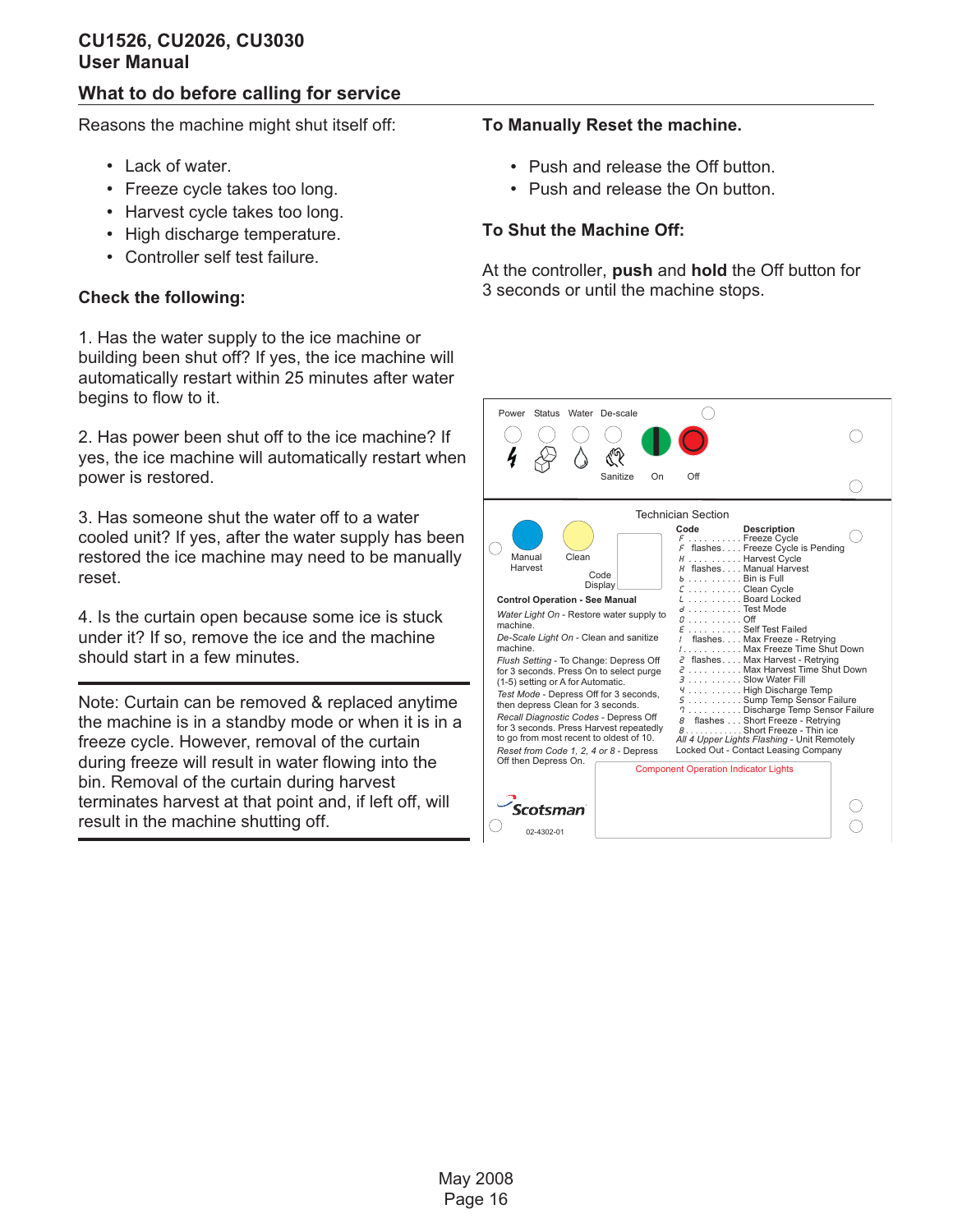## What to do before calling for service

Reasons the machine might shut itself off:

- Lack of water.
- Freeze cycle takes too long.
- Harvest cycle takes too long.
- High discharge temperature.
- Controller self test failure.

### Check the following:

1. Has the water supply to the ice machine or building been shut off? If yes, the ice machine will automatically restart within 25 minutes after water begins to flow to it.

2. Has power been shut off to the ice machine? If yes, the ice machine will automatically restart when power is restored.

3. Has someone shut the water off to a water cooled unit? If yes, after the water supply has been restored the ice machine may need to be manually reset.

4. Is the curtain open because some ice is stuck under it? If so, remove the ice and the machine should start in a few minutes.

Note: Curtain can be removed & replaced anytime the machine is in a standby mode or when it is in a freeze cycle. However, removal of the curtain during freeze will result in water flowing into the bin. Removal of the curtain during harvest terminates harvest at that point and, if left off, will result in the machine shutting off.

### To Manually Reset the machine.

- Push and release the Off button.
- Push and release the On button.

### To Shut the Machine Off:

At the controller, **push** and **hold** the Off button for 3 seconds or until the machine stops.

Power Status Water De-scale

Sanitize On Off

Technician Section

Manual Harvest Clean

Code Display

**Control Operation - See Manual**

*Water Light On* - Restore water supply to machine.

*De-Scale Light On* - Clean and sanitize machine.

*Flush Setting* - To Change: Depress Off for 3 seconds. Press On to select purge (1-5) setting or A for Automatic.

*Test Mode* - Depress Off for 3 seconds, then depress Clean for 3 seconds.

*Recall Diagnostic Codes* - Depress Off for 3 seconds. Press Harvest repeatedly to go from most recent to oldest of 10.

*Reset from Code 1, 2, 4 or 8* - Depress Off then Depress On.

| Code | Description |
|---|---|
| F | Freeze Cycle |
| F flashes | Freeze Cycle is Pending |
| H | Harvest Cycle |
| H flashes | Manual Harvest |
| b | Bin is Full |
| C | Clean Cycle |
| L | Board Locked |
| d | Test Mode |
| 0 | Off |
| E | Self Test Failed |
| 1 flashes | Max Freeze - Retrying |
| 1 | Max Freeze Time Shut Down |
| 2 flashes | Max Harvest - Retrying |
| 2 | Max Harvest Time Shut Down |
| 3 | Slow Water Fill |
| 4 | High Discharge Temp |
| 5 | Sump Temp Sensor Failure |
| 7 | Discharge Temp Sensor Failure |
| 8 flashes | Short Freeze - Retrying |
| 8 | Short Freeze - Thin ice |

*All 4 Upper Lights Flashing* - Unit Remotely Locked Out - Contact Leasing Company

Component Operation Indicator Lights

Scotsman

02-4302-01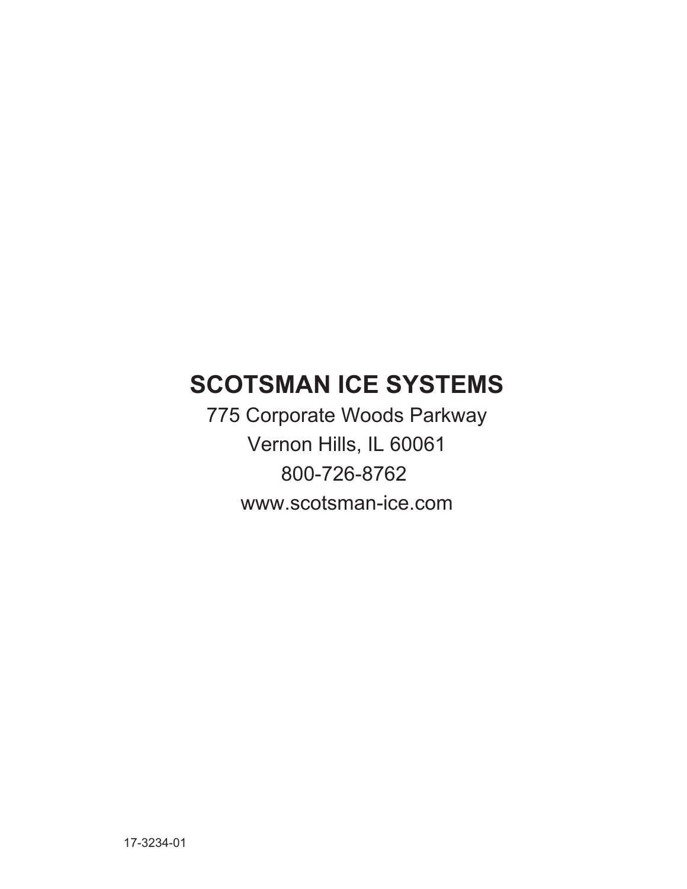**SCOTSMAN ICE SYSTEMS**

775 Corporate Woods Parkway

Vernon Hills, IL 60061

800-726-8762

www.scotsman-ice.com

17-3234-01